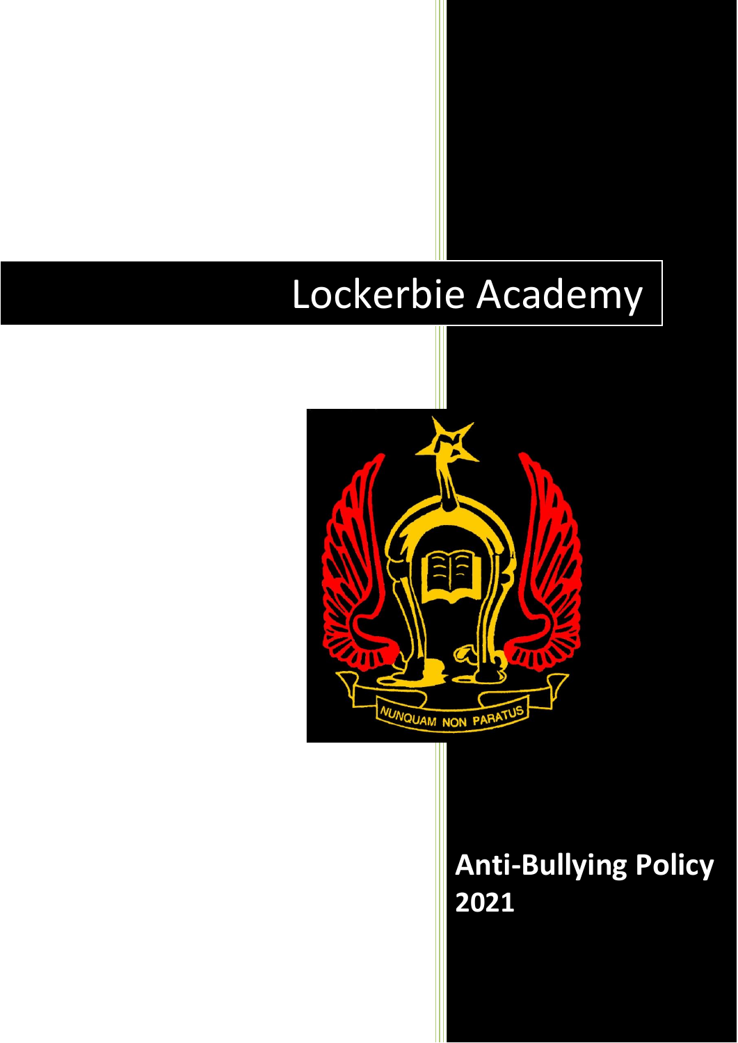# Lockerbie Academy

## Anti-Bullying Policy 2021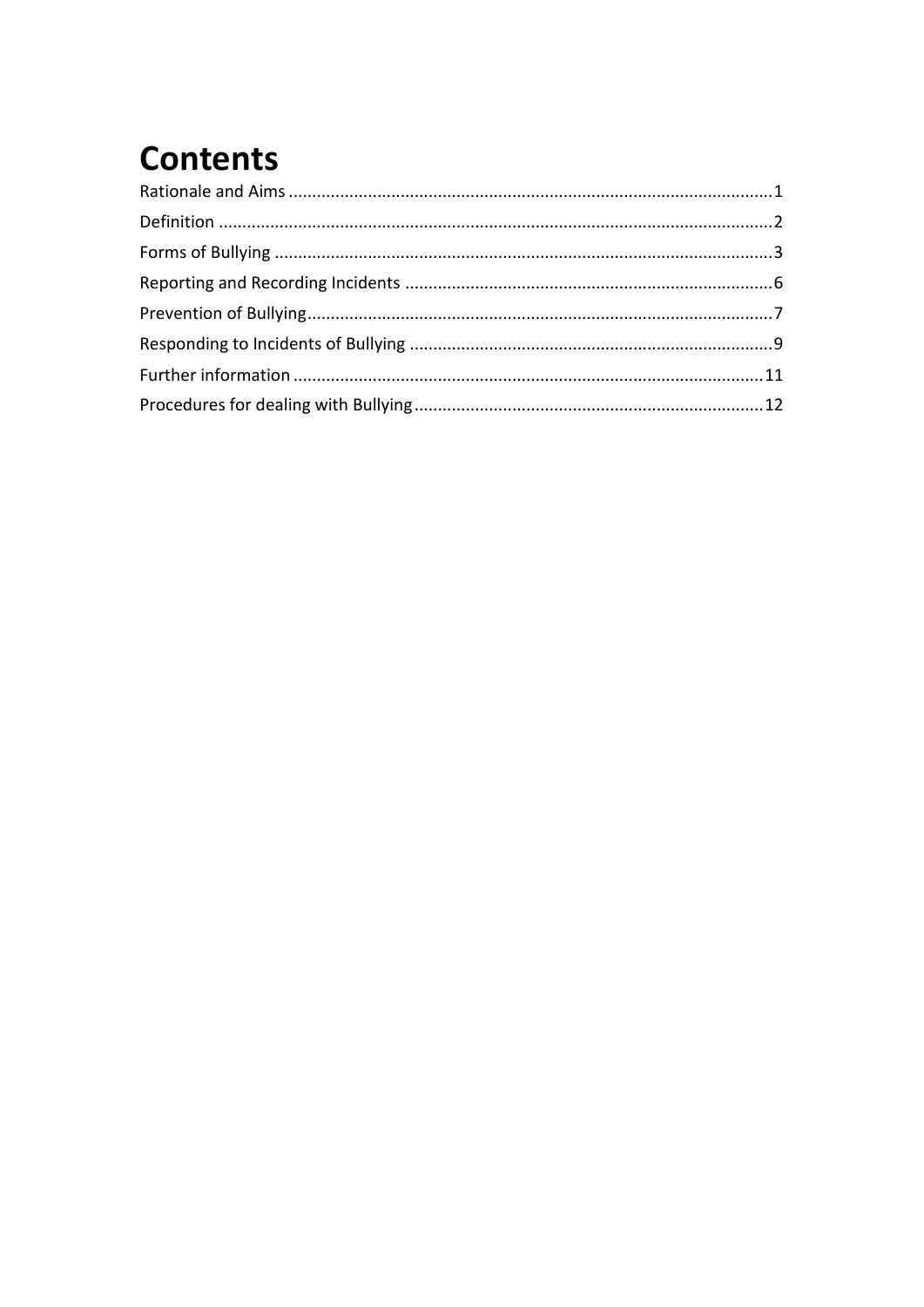# Contents

Rationale and Aims ........................................................................................................1
Definition .......................................................................................................................2
Forms of Bullying ...........................................................................................................3
Reporting and Recording Incidents ...............................................................................6
Prevention of Bullying....................................................................................................7
Responding to Incidents of Bullying ..............................................................................9
Further information .....................................................................................................11
Procedures for dealing with Bullying...........................................................................12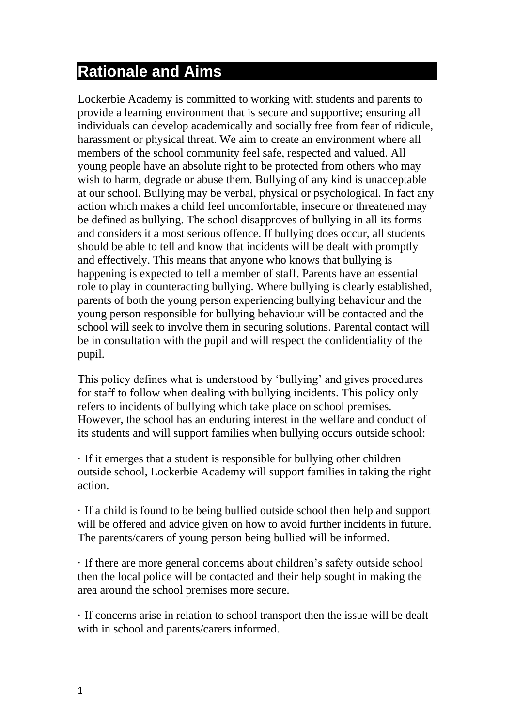## Rationale and Aims

Lockerbie Academy is committed to working with students and parents to provide a learning environment that is secure and supportive; ensuring all individuals can develop academically and socially free from fear of ridicule, harassment or physical threat. We aim to create an environment where all members of the school community feel safe, respected and valued. All young people have an absolute right to be protected from others who may wish to harm, degrade or abuse them. Bullying of any kind is unacceptable at our school. Bullying may be verbal, physical or psychological. In fact any action which makes a child feel uncomfortable, insecure or threatened may be defined as bullying. The school disapproves of bullying in all its forms and considers it a most serious offence. If bullying does occur, all students should be able to tell and know that incidents will be dealt with promptly and effectively. This means that anyone who knows that bullying is happening is expected to tell a member of staff. Parents have an essential role to play in counteracting bullying. Where bullying is clearly established, parents of both the young person experiencing bullying behaviour and the young person responsible for bullying behaviour will be contacted and the school will seek to involve them in securing solutions. Parental contact will be in consultation with the pupil and will respect the confidentiality of the pupil.

This policy defines what is understood by 'bullying' and gives procedures for staff to follow when dealing with bullying incidents. This policy only refers to incidents of bullying which take place on school premises. However, the school has an enduring interest in the welfare and conduct of its students and will support families when bullying occurs outside school:

· If it emerges that a student is responsible for bullying other children outside school, Lockerbie Academy will support families in taking the right action.

· If a child is found to be being bullied outside school then help and support will be offered and advice given on how to avoid further incidents in future. The parents/carers of young person being bullied will be informed.

· If there are more general concerns about children's safety outside school then the local police will be contacted and their help sought in making the area around the school premises more secure.

· If concerns arise in relation to school transport then the issue will be dealt with in school and parents/carers informed.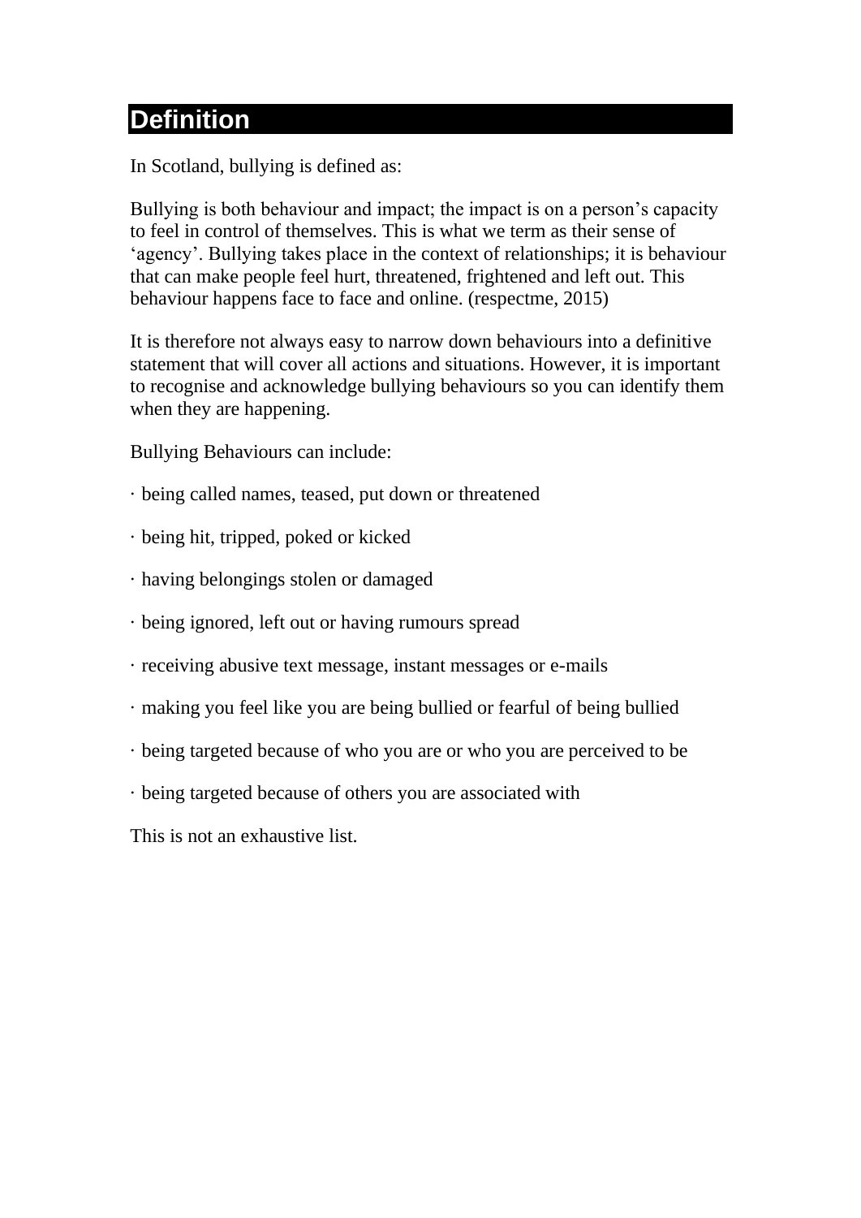## Definition

In Scotland, bullying is defined as:

Bullying is both behaviour and impact; the impact is on a person's capacity to feel in control of themselves. This is what we term as their sense of 'agency'. Bullying takes place in the context of relationships; it is behaviour that can make people feel hurt, threatened, frightened and left out. This behaviour happens face to face and online. (respectme, 2015)

It is therefore not always easy to narrow down behaviours into a definitive statement that will cover all actions and situations. However, it is important to recognise and acknowledge bullying behaviours so you can identify them when they are happening.

Bullying Behaviours can include:

- being called names, teased, put down or threatened
- being hit, tripped, poked or kicked
- having belongings stolen or damaged
- being ignored, left out or having rumours spread
- receiving abusive text message, instant messages or e-mails
- making you feel like you are being bullied or fearful of being bullied
- being targeted because of who you are or who you are perceived to be
- being targeted because of others you are associated with

This is not an exhaustive list.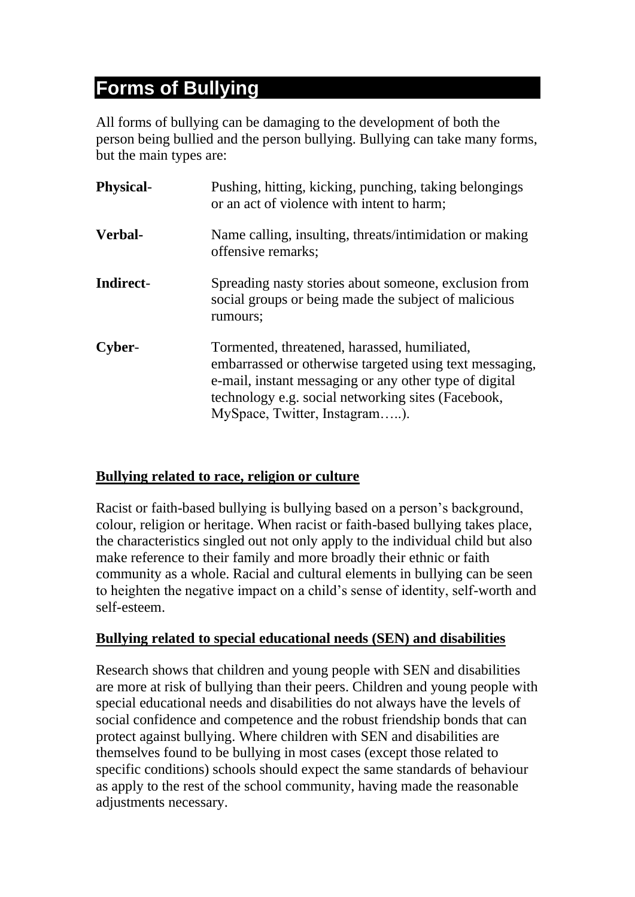## Forms of Bullying

All forms of bullying can be damaging to the development of both the person being bullied and the person bullying. Bullying can take many forms, but the main types are:

**Physical**- Pushing, hitting, kicking, punching, taking belongings or an act of violence with intent to harm;

**Verbal-** Name calling, insulting, threats/intimidation or making offensive remarks;

**Indirect**- Spreading nasty stories about someone, exclusion from social groups or being made the subject of malicious rumours;

**Cyber**- Tormented, threatened, harassed, humiliated, embarrassed or otherwise targeted using text messaging, e-mail, instant messaging or any other type of digital technology e.g. social networking sites (Facebook, MySpace, Twitter, Instagram…..).

**Bullying related to race, religion or culture**

Racist or faith-based bullying is bullying based on a person's background, colour, religion or heritage. When racist or faith-based bullying takes place, the characteristics singled out not only apply to the individual child but also make reference to their family and more broadly their ethnic or faith community as a whole. Racial and cultural elements in bullying can be seen to heighten the negative impact on a child's sense of identity, self-worth and self-esteem.

**Bullying related to special educational needs (SEN) and disabilities**

Research shows that children and young people with SEN and disabilities are more at risk of bullying than their peers. Children and young people with special educational needs and disabilities do not always have the levels of social confidence and competence and the robust friendship bonds that can protect against bullying. Where children with SEN and disabilities are themselves found to be bullying in most cases (except those related to specific conditions) schools should expect the same standards of behaviour as apply to the rest of the school community, having made the reasonable adjustments necessary.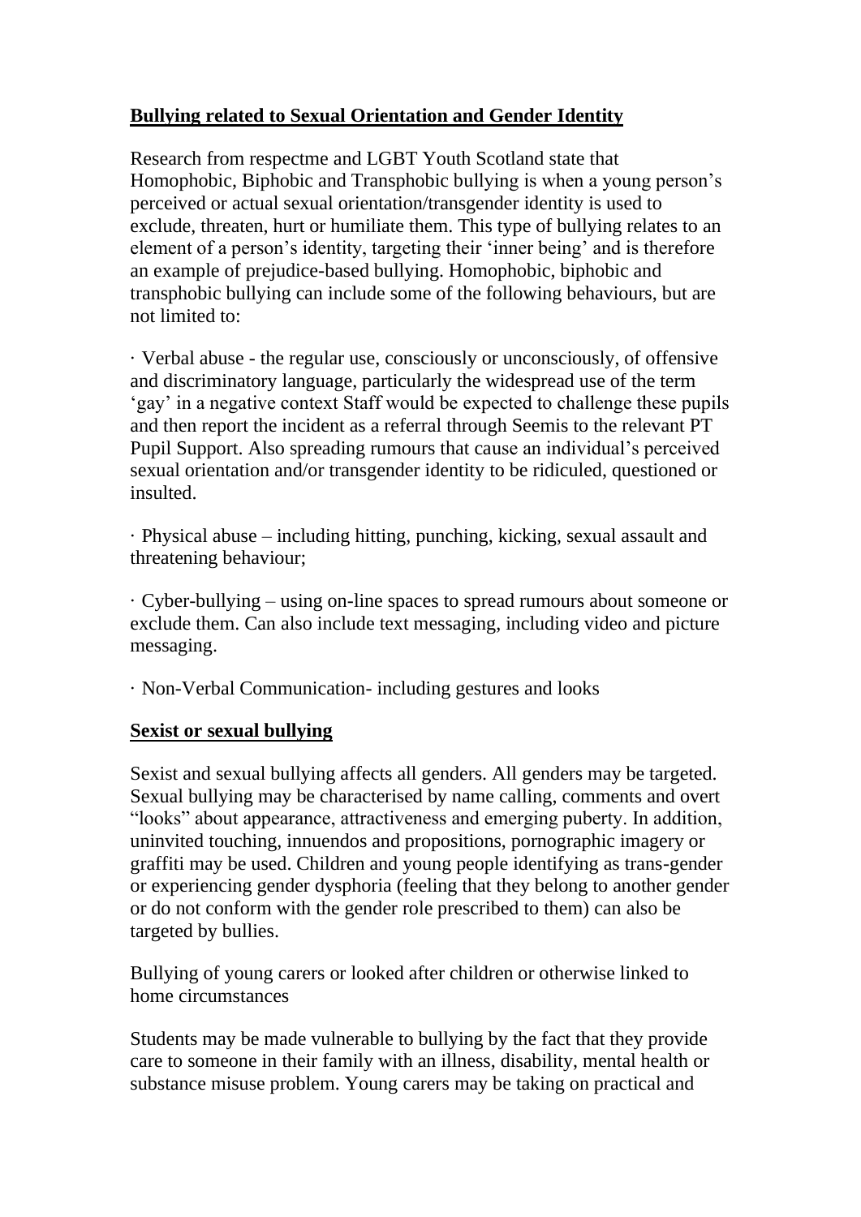## **Bullying related to Sexual Orientation and Gender Identity**

Research from respectme and LGBT Youth Scotland state that Homophobic, Biphobic and Transphobic bullying is when a young person's perceived or actual sexual orientation/transgender identity is used to exclude, threaten, hurt or humiliate them. This type of bullying relates to an element of a person's identity, targeting their 'inner being' and is therefore an example of prejudice-based bullying. Homophobic, biphobic and transphobic bullying can include some of the following behaviours, but are not limited to:

· Verbal abuse - the regular use, consciously or unconsciously, of offensive and discriminatory language, particularly the widespread use of the term 'gay' in a negative context Staff would be expected to challenge these pupils and then report the incident as a referral through Seemis to the relevant PT Pupil Support. Also spreading rumours that cause an individual's perceived sexual orientation and/or transgender identity to be ridiculed, questioned or insulted.

· Physical abuse – including hitting, punching, kicking, sexual assault and threatening behaviour;

· Cyber-bullying – using on-line spaces to spread rumours about someone or exclude them. Can also include text messaging, including video and picture messaging.

· Non-Verbal Communication- including gestures and looks

## **Sexist or sexual bullying**

Sexist and sexual bullying affects all genders. All genders may be targeted. Sexual bullying may be characterised by name calling, comments and overt "looks" about appearance, attractiveness and emerging puberty. In addition, uninvited touching, innuendos and propositions, pornographic imagery or graffiti may be used. Children and young people identifying as trans-gender or experiencing gender dysphoria (feeling that they belong to another gender or do not conform with the gender role prescribed to them) can also be targeted by bullies.

Bullying of young carers or looked after children or otherwise linked to home circumstances

Students may be made vulnerable to bullying by the fact that they provide care to someone in their family with an illness, disability, mental health or substance misuse problem. Young carers may be taking on practical and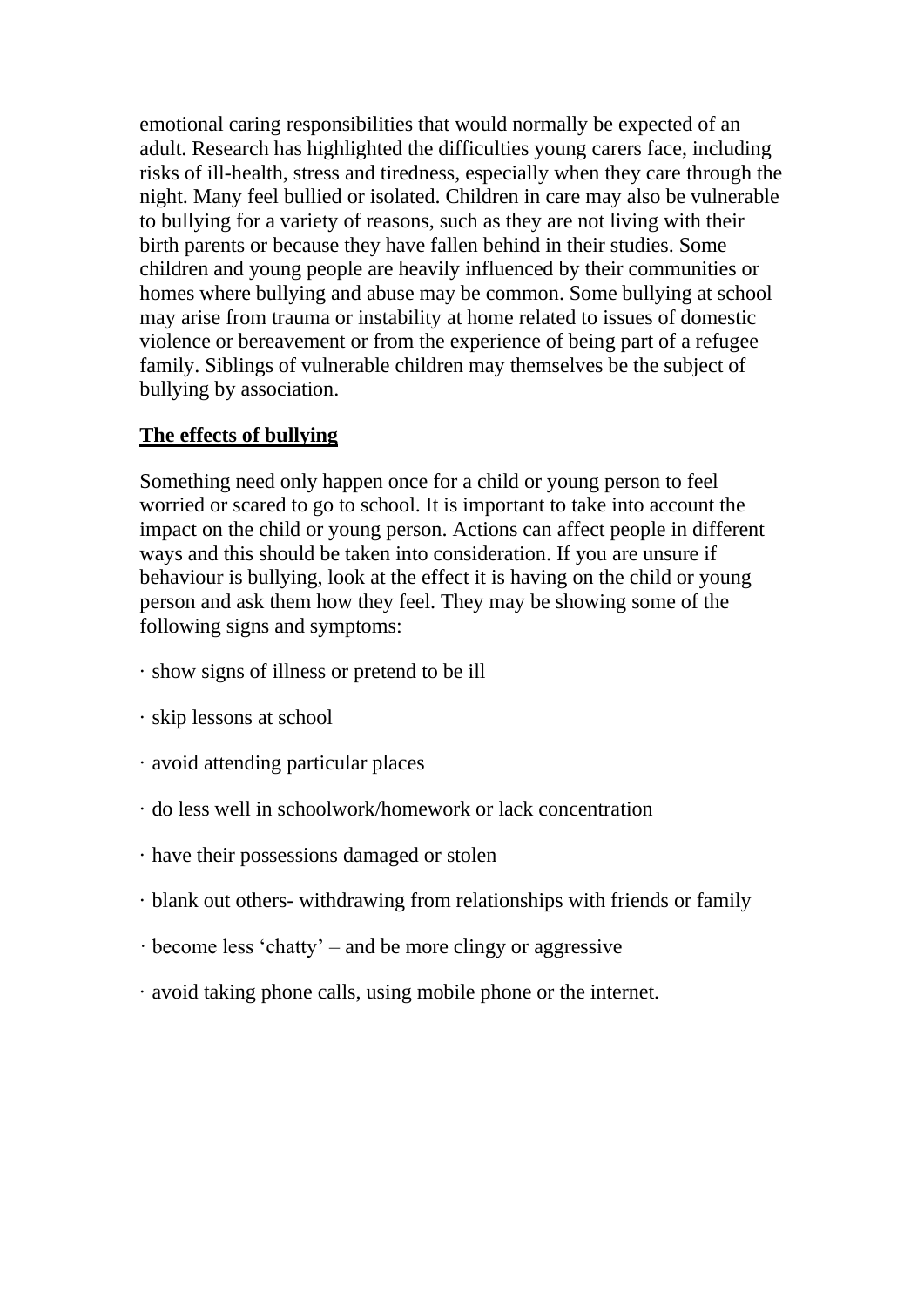emotional caring responsibilities that would normally be expected of an adult. Research has highlighted the difficulties young carers face, including risks of ill-health, stress and tiredness, especially when they care through the night. Many feel bullied or isolated. Children in care may also be vulnerable to bullying for a variety of reasons, such as they are not living with their birth parents or because they have fallen behind in their studies. Some children and young people are heavily influenced by their communities or homes where bullying and abuse may be common. Some bullying at school may arise from trauma or instability at home related to issues of domestic violence or bereavement or from the experience of being part of a refugee family. Siblings of vulnerable children may themselves be the subject of bullying by association.

**The effects of bullying**

Something need only happen once for a child or young person to feel worried or scared to go to school. It is important to take into account the impact on the child or young person. Actions can affect people in different ways and this should be taken into consideration. If you are unsure if behaviour is bullying, look at the effect it is having on the child or young person and ask them how they feel. They may be showing some of the following signs and symptoms:

- show signs of illness or pretend to be ill
- skip lessons at school
- avoid attending particular places
- do less well in schoolwork/homework or lack concentration
- have their possessions damaged or stolen
- blank out others- withdrawing from relationships with friends or family
- become less ‘chatty’ – and be more clingy or aggressive
- avoid taking phone calls, using mobile phone or the internet.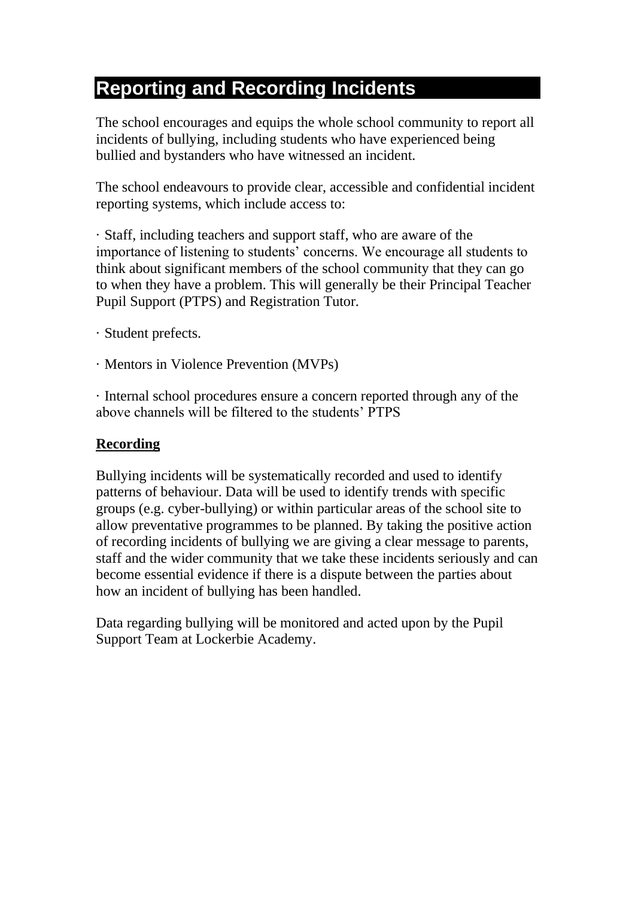## Reporting and Recording Incidents

The school encourages and equips the whole school community to report all incidents of bullying, including students who have experienced being bullied and bystanders who have witnessed an incident.

The school endeavours to provide clear, accessible and confidential incident reporting systems, which include access to:

· Staff, including teachers and support staff, who are aware of the importance of listening to students' concerns. We encourage all students to think about significant members of the school community that they can go to when they have a problem. This will generally be their Principal Teacher Pupil Support (PTPS) and Registration Tutor.

· Student prefects.

· Mentors in Violence Prevention (MVPs)

· Internal school procedures ensure a concern reported through any of the above channels will be filtered to the students' PTPS

### Recording

Bullying incidents will be systematically recorded and used to identify patterns of behaviour. Data will be used to identify trends with specific groups (e.g. cyber-bullying) or within particular areas of the school site to allow preventative programmes to be planned. By taking the positive action of recording incidents of bullying we are giving a clear message to parents, staff and the wider community that we take these incidents seriously and can become essential evidence if there is a dispute between the parties about how an incident of bullying has been handled.

Data regarding bullying will be monitored and acted upon by the Pupil Support Team at Lockerbie Academy.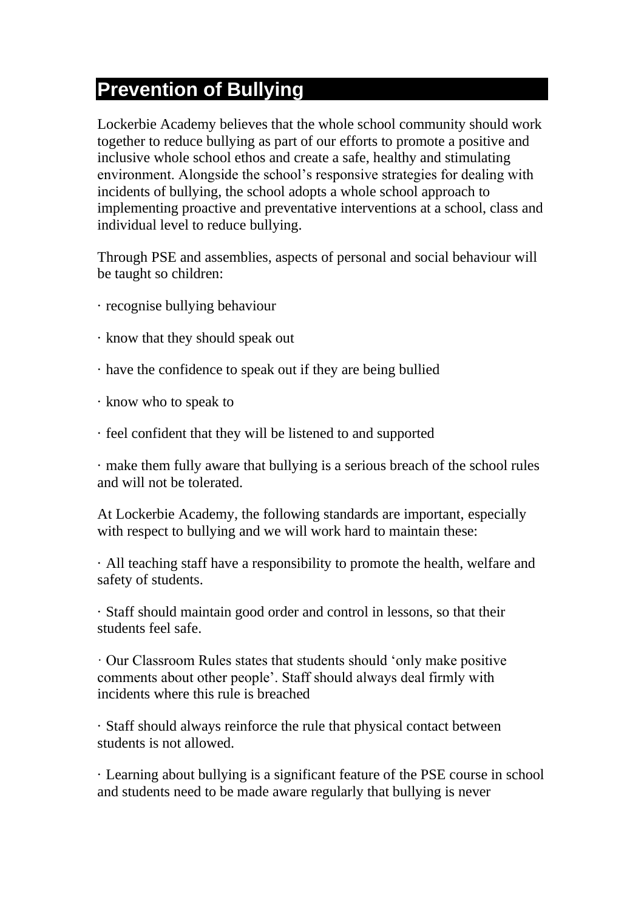## Prevention of Bullying

Lockerbie Academy believes that the whole school community should work together to reduce bullying as part of our efforts to promote a positive and inclusive whole school ethos and create a safe, healthy and stimulating environment. Alongside the school's responsive strategies for dealing with incidents of bullying, the school adopts a whole school approach to implementing proactive and preventative interventions at a school, class and individual level to reduce bullying.

Through PSE and assemblies, aspects of personal and social behaviour will be taught so children:

- recognise bullying behaviour
- know that they should speak out
- have the confidence to speak out if they are being bullied
- know who to speak to
- feel confident that they will be listened to and supported
- make them fully aware that bullying is a serious breach of the school rules and will not be tolerated.

At Lockerbie Academy, the following standards are important, especially with respect to bullying and we will work hard to maintain these:

- All teaching staff have a responsibility to promote the health, welfare and safety of students.
- Staff should maintain good order and control in lessons, so that their students feel safe.
- Our Classroom Rules states that students should 'only make positive comments about other people'. Staff should always deal firmly with incidents where this rule is breached
- Staff should always reinforce the rule that physical contact between students is not allowed.
- Learning about bullying is a significant feature of the PSE course in school and students need to be made aware regularly that bullying is never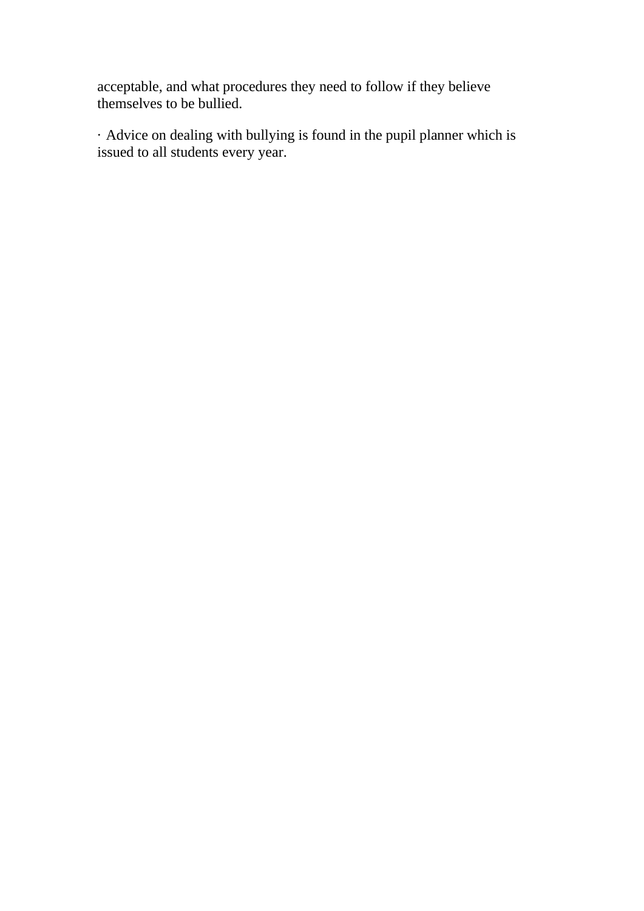acceptable, and what procedures they need to follow if they believe themselves to be bullied.

· Advice on dealing with bullying is found in the pupil planner which is issued to all students every year.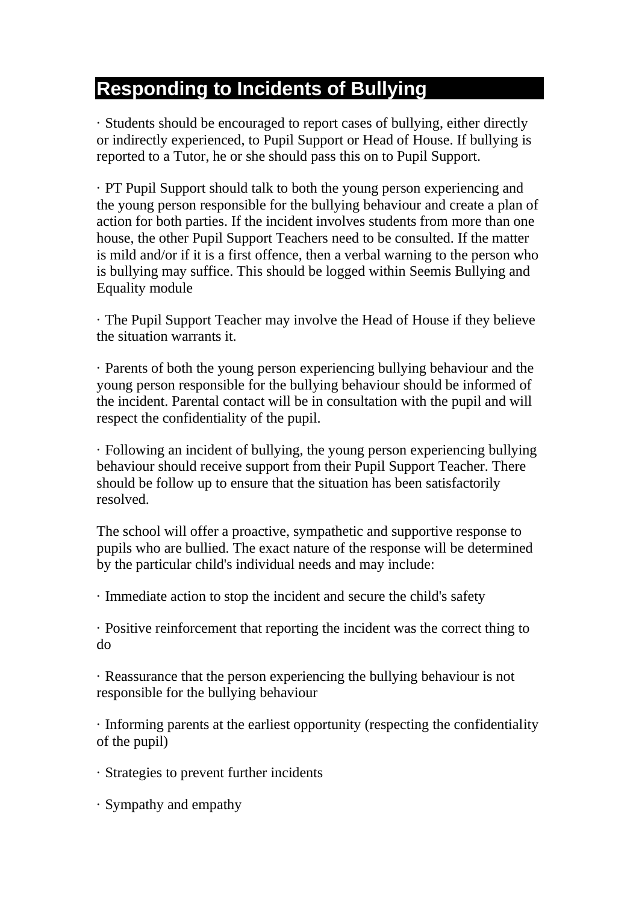## Responding to Incidents of Bullying

· Students should be encouraged to report cases of bullying, either directly or indirectly experienced, to Pupil Support or Head of House. If bullying is reported to a Tutor, he or she should pass this on to Pupil Support.

· PT Pupil Support should talk to both the young person experiencing and the young person responsible for the bullying behaviour and create a plan of action for both parties. If the incident involves students from more than one house, the other Pupil Support Teachers need to be consulted. If the matter is mild and/or if it is a first offence, then a verbal warning to the person who is bullying may suffice. This should be logged within Seemis Bullying and Equality module

· The Pupil Support Teacher may involve the Head of House if they believe the situation warrants it.

· Parents of both the young person experiencing bullying behaviour and the young person responsible for the bullying behaviour should be informed of the incident. Parental contact will be in consultation with the pupil and will respect the confidentiality of the pupil.

· Following an incident of bullying, the young person experiencing bullying behaviour should receive support from their Pupil Support Teacher. There should be follow up to ensure that the situation has been satisfactorily resolved.

The school will offer a proactive, sympathetic and supportive response to pupils who are bullied. The exact nature of the response will be determined by the particular child's individual needs and may include:

· Immediate action to stop the incident and secure the child's safety

· Positive reinforcement that reporting the incident was the correct thing to do

· Reassurance that the person experiencing the bullying behaviour is not responsible for the bullying behaviour

· Informing parents at the earliest opportunity (respecting the confidentiality of the pupil)

· Strategies to prevent further incidents

· Sympathy and empathy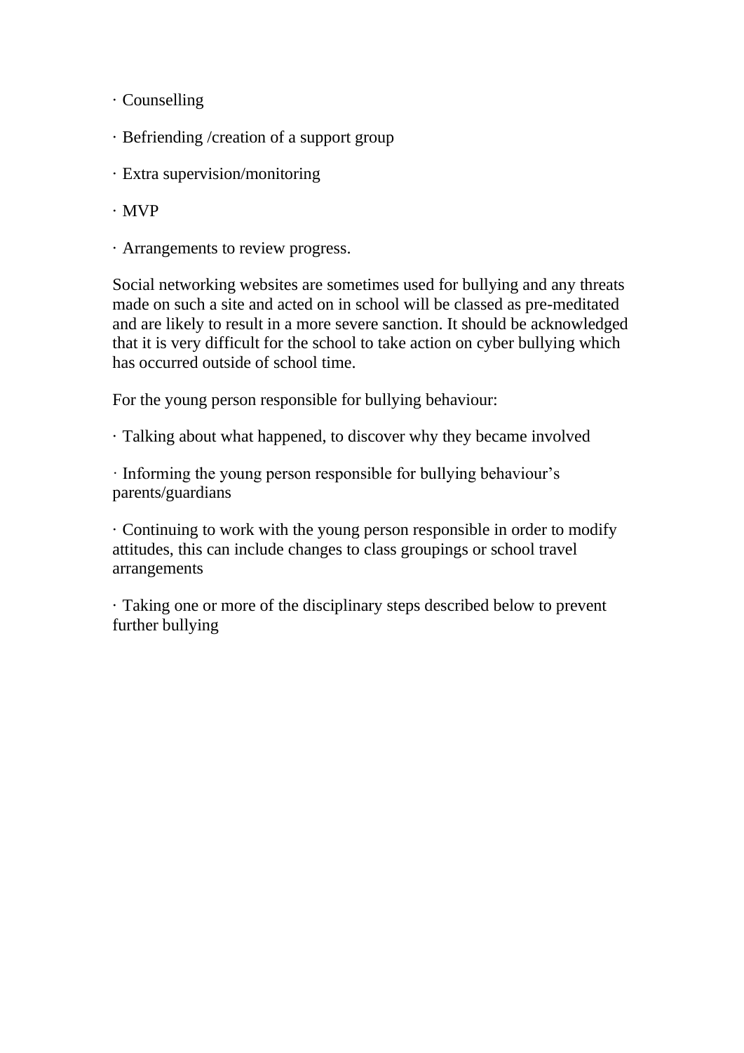· Counselling

· Befriending /creation of a support group

· Extra supervision/monitoring

· MVP

· Arrangements to review progress.

Social networking websites are sometimes used for bullying and any threats made on such a site and acted on in school will be classed as pre-meditated and are likely to result in a more severe sanction. It should be acknowledged that it is very difficult for the school to take action on cyber bullying which has occurred outside of school time.

For the young person responsible for bullying behaviour:

· Talking about what happened, to discover why they became involved

· Informing the young person responsible for bullying behaviour's parents/guardians

· Continuing to work with the young person responsible in order to modify attitudes, this can include changes to class groupings or school travel arrangements

· Taking one or more of the disciplinary steps described below to prevent further bullying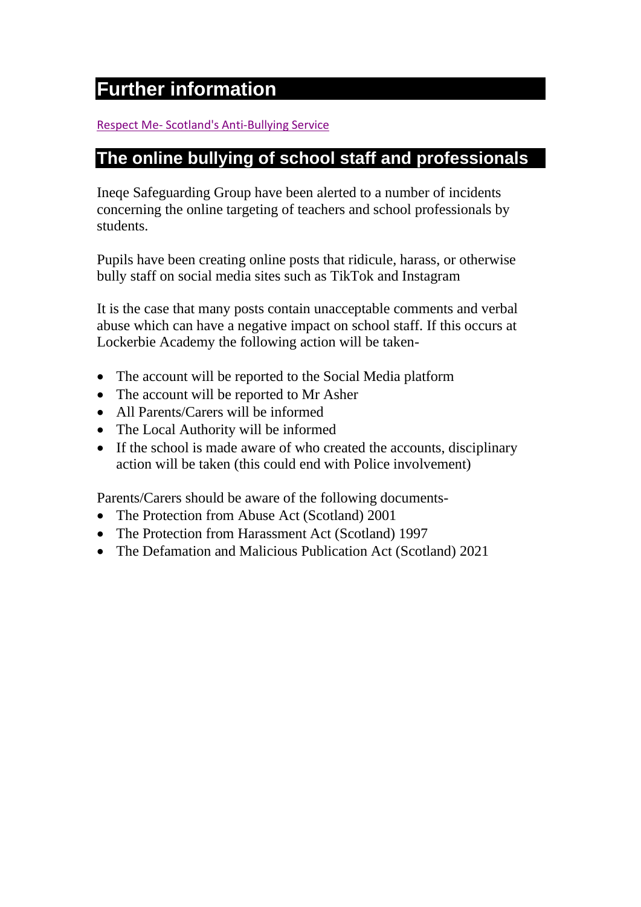## Further information

[Respect Me- Scotland's Anti-Bullying Service]

## The online bullying of school staff and professionals

Ineqe Safeguarding Group have been alerted to a number of incidents concerning the online targeting of teachers and school professionals by students.

Pupils have been creating online posts that ridicule, harass, or otherwise bully staff on social media sites such as TikTok and Instagram

It is the case that many posts contain unacceptable comments and verbal abuse which can have a negative impact on school staff. If this occurs at Lockerbie Academy the following action will be taken-

- The account will be reported to the Social Media platform
- The account will be reported to Mr Asher
- All Parents/Carers will be informed
- The Local Authority will be informed
- If the school is made aware of who created the accounts, disciplinary action will be taken (this could end with Police involvement)

Parents/Carers should be aware of the following documents-

- The Protection from Abuse Act (Scotland) 2001
- The Protection from Harassment Act (Scotland) 1997
- The Defamation and Malicious Publication Act (Scotland) 2021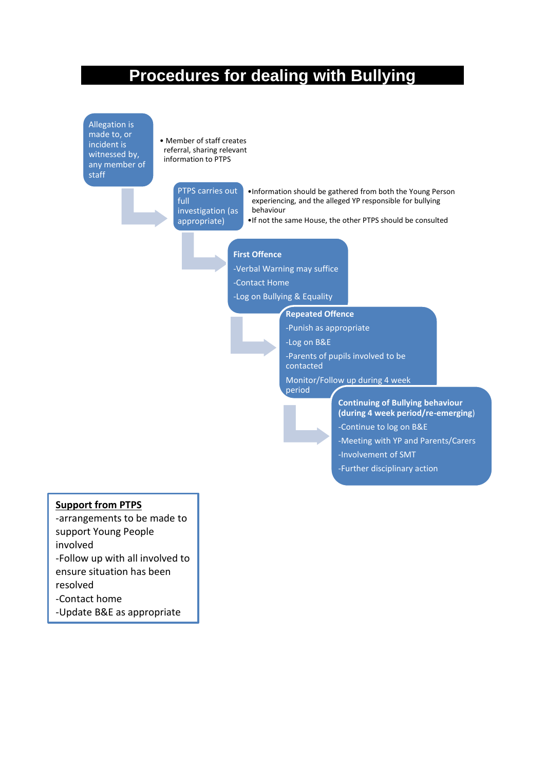# Procedures for dealing with Bullying

Allegation is made to, or incident is witnessed by, any member of staff

- Member of staff creates referral, sharing relevant information to PTPS

PTPS carries out full investigation (as appropriate)

- Information should be gathered from both the Young Person experiencing, and the alleged YP responsible for bullying behaviour
- If not the same House, the other PTPS should be consulted

**First Offence**

-Verbal Warning may suffice

-Contact Home

-Log on Bullying & Equality

**Repeated Offence**

-Punish as appropriate

-Log on B&E

-Parents of pupils involved to be contacted

Monitor/Follow up during 4 week period

**Continuing of Bullying behaviour (during 4 week period/re-emerging)**

-Continue to log on B&E

-Meeting with YP and Parents/Carers

-Involvement of SMT

-Further disciplinary action

**<u>Support from PTPS</u>**

-arrangements to be made to support Young People involved

-Follow up with all involved to ensure situation has been resolved

-Contact home

-Update B&E as appropriate